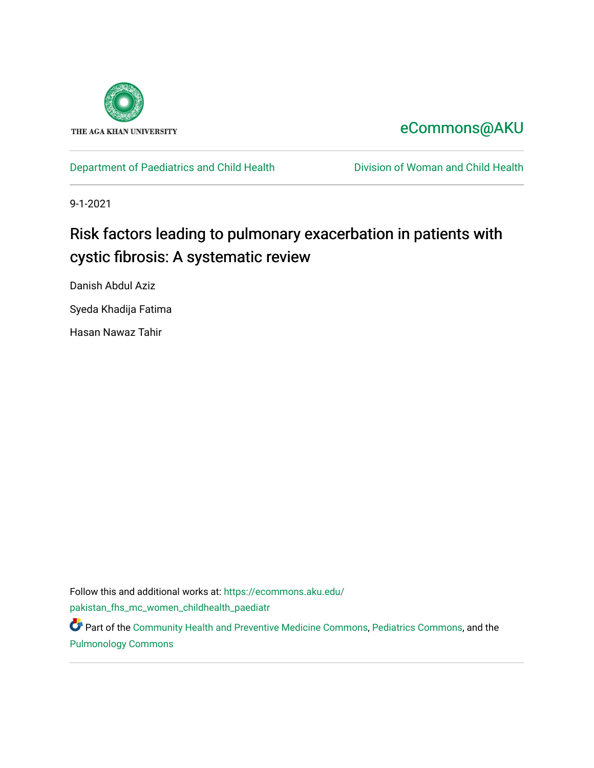THE AGA KHAN UNIVERSITY

eCommons@AKU

Department of Paediatrics and Child Health | Division of Woman and Child Health

9-1-2021

# Risk factors leading to pulmonary exacerbation in patients with cystic fibrosis: A systematic review

Danish Abdul Aziz

Syeda Khadija Fatima

Hasan Nawaz Tahir

Follow this and additional works at: https://ecommons.aku.edu/pakistan_fhs_mc_women_childhealth_paediatr

Part of the Community Health and Preventive Medicine Commons, Pediatrics Commons, and the Pulmonology Commons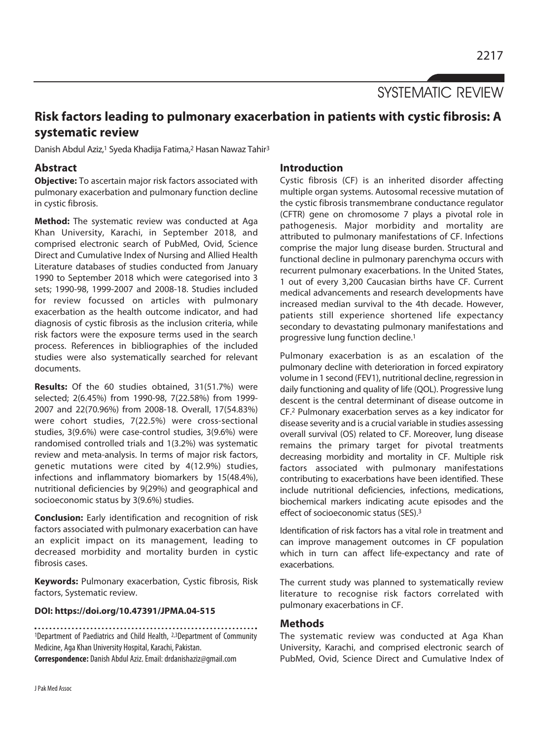SYSTEMATIC REVIEW

# Risk factors leading to pulmonary exacerbation in patients with cystic fibrosis: A systematic review

Danish Abdul Aziz,[1] Syeda Khadija Fatima,[2] Hasan Nawaz Tahir[3]

## Abstract

**Objective:** To ascertain major risk factors associated with pulmonary exacerbation and pulmonary function decline in cystic fibrosis.

**Method:** The systematic review was conducted at Aga Khan University, Karachi, in September 2018, and comprised electronic search of PubMed, Ovid, Science Direct and Cumulative Index of Nursing and Allied Health Literature databases of studies conducted from January 1990 to September 2018 which were categorised into 3 sets; 1990-98, 1999-2007 and 2008-18. Studies included for review focussed on articles with pulmonary exacerbation as the health outcome indicator, and had diagnosis of cystic fibrosis as the inclusion criteria, while risk factors were the exposure terms used in the search process. References in bibliographies of the included studies were also systematically searched for relevant documents.

**Results:** Of the 60 studies obtained, 31(51.7%) were selected; 2(6.45%) from 1990-98, 7(22.58%) from 1999-2007 and 22(70.96%) from 2008-18. Overall, 17(54.83%) were cohort studies, 7(22.5%) were cross-sectional studies, 3(9.6%) were case-control studies, 3(9.6%) were randomised controlled trials and 1(3.2%) was systematic review and meta-analysis. In terms of major risk factors, genetic mutations were cited by 4(12.9%) studies, infections and inflammatory biomarkers by 15(48.4%), nutritional deficiencies by 9(29%) and geographical and socioeconomic status by 3(9.6%) studies.

**Conclusion:** Early identification and recognition of risk factors associated with pulmonary exacerbation can have an explicit impact on its management, leading to decreased morbidity and mortality burden in cystic fibrosis cases.

**Keywords:** Pulmonary exacerbation, Cystic fibrosis, Risk factors, Systematic review.

**DOI: https://doi.org/10.47391/JPMA.04-515**

[1]Department of Paediatrics and Child Health, [2,3]Department of Community Medicine, Aga Khan University Hospital, Karachi, Pakistan.
**Correspondence:** Danish Abdul Aziz. Email: drdanishaziz@gmail.com

## Introduction

Cystic fibrosis (CF) is an inherited disorder affecting multiple organ systems. Autosomal recessive mutation of the cystic fibrosis transmembrane conductance regulator (CFTR) gene on chromosome 7 plays a pivotal role in pathogenesis. Major morbidity and mortality are attributed to pulmonary manifestations of CF. Infections comprise the major lung disease burden. Structural and functional decline in pulmonary parenchyma occurs with recurrent pulmonary exacerbations. In the United States, 1 out of every 3,200 Caucasian births have CF. Current medical advancements and research developments have increased median survival to the 4th decade. However, patients still experience shortened life expectancy secondary to devastating pulmonary manifestations and progressive lung function decline.[1]

Pulmonary exacerbation is as an escalation of the pulmonary decline with deterioration in forced expiratory volume in 1 second (FEV1), nutritional decline, regression in daily functioning and quality of life (QOL). Progressive lung descent is the central determinant of disease outcome in CF.[2] Pulmonary exacerbation serves as a key indicator for disease severity and is a crucial variable in studies assessing overall survival (OS) related to CF. Moreover, lung disease remains the primary target for pivotal treatments decreasing morbidity and mortality in CF. Multiple risk factors associated with pulmonary manifestations contributing to exacerbations have been identified. These include nutritional deficiencies, infections, medications, biochemical markers indicating acute episodes and the effect of socioeconomic status (SES).[3]

Identification of risk factors has a vital role in treatment and can improve management outcomes in CF population which in turn can affect life-expectancy and rate of exacerbations.

The current study was planned to systematically review literature to recognise risk factors correlated with pulmonary exacerbations in CF.

## Methods

The systematic review was conducted at Aga Khan University, Karachi, and comprised electronic search of PubMed, Ovid, Science Direct and Cumulative Index of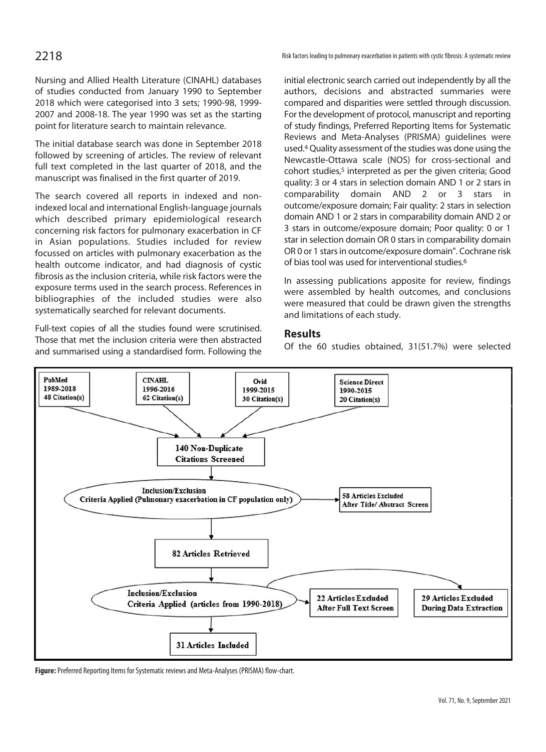Nursing and Allied Health Literature (CINAHL) databases of studies conducted from January 1990 to September 2018 which were categorised into 3 sets; 1990-98, 1999-2007 and 2008-18. The year 1990 was set as the starting point for literature search to maintain relevance.

The initial database search was done in September 2018 followed by screening of articles. The review of relevant full text completed in the last quarter of 2018, and the manuscript was finalised in the first quarter of 2019.

The search covered all reports in indexed and non-indexed local and international English-language journals which described primary epidemiological research concerning risk factors for pulmonary exacerbation in CF in Asian populations. Studies included for review focussed on articles with pulmonary exacerbation as the health outcome indicator, and had diagnosis of cystic fibrosis as the inclusion criteria, while risk factors were the exposure terms used in the search process. References in bibliographies of the included studies were also systematically searched for relevant documents.

Full-text copies of all the studies found were scrutinised. Those that met the inclusion criteria were then abstracted and summarised using a standardised form. Following the initial electronic search carried out independently by all the authors, decisions and abstracted summaries were compared and disparities were settled through discussion. For the development of protocol, manuscript and reporting of study findings, Preferred Reporting Items for Systematic Reviews and Meta-Analyses (PRISMA) guidelines were used.[4] Quality assessment of the studies was done using the Newcastle-Ottawa scale (NOS) for cross-sectional and cohort studies,[5] interpreted as per the given criteria; Good quality: 3 or 4 stars in selection domain AND 1 or 2 stars in comparability domain AND 2 or 3 stars in outcome/exposure domain; Fair quality: 2 stars in selection domain AND 1 or 2 stars in comparability domain AND 2 or 3 stars in outcome/exposure domain; Poor quality: 0 or 1 star in selection domain OR 0 stars in comparability domain OR 0 or 1 stars in outcome/exposure domain". Cochrane risk of bias tool was used for interventional studies.[6]

In assessing publications apposite for review, findings were assembled by health outcomes, and conclusions were measured that could be drawn given the strengths and limitations of each study.

## Results

Of the 60 studies obtained, 31(51.7%) were selected

PubMed 1989-2018 48 Citation(s)

CINAHL 1996-2016 62 Citation(s)

Ovid 1999-2015 30 Citation(s)

Science Direct 1990-2015 20 Citation(s)

140 Non-Duplicate Citations Screened

Inclusion/Exclusion Criteria Applied (Pulmonary exacerbation in CF population only)

58 Articles Excluded After Title/ Abstract Screen

82 Articles Retrieved

Inclusion/Exclusion Criteria Applied (articles from 1990-2018)

22 Articles Excluded After Full Text Screen

29 Articles Excluded During Data Extraction

31 Articles Included

**Figure:** Preferred Reporting Items for Systematic reviews and Meta-Analyses (PRISMA) flow-chart.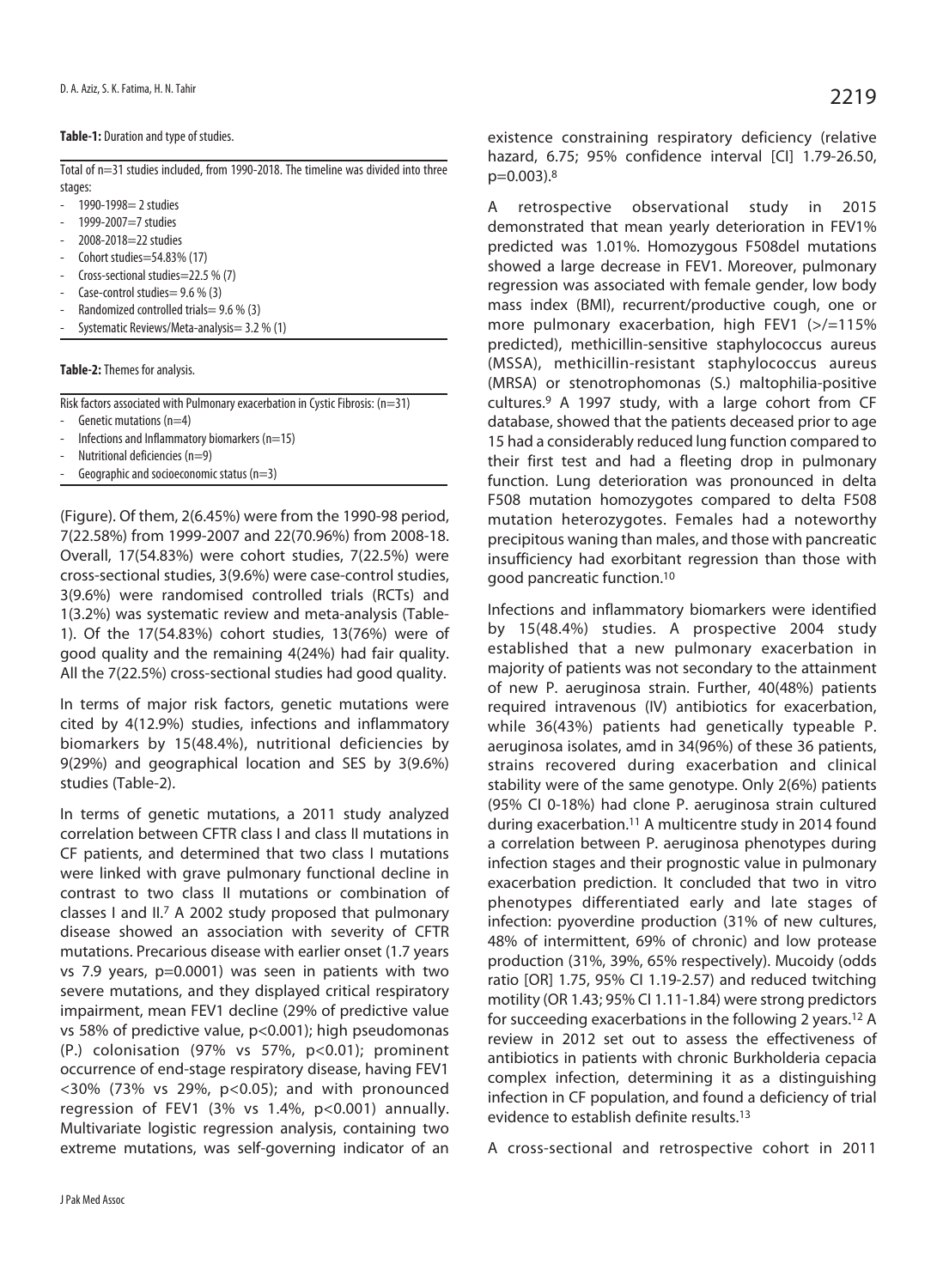**Table-1:** Duration and type of studies.

Total of n=31 studies included, from 1990-2018. The timeline was divided into three stages:

- 1990-1998= 2 studies
- 1999-2007=7 studies
- 2008-2018=22 studies
- Cohort studies=54.83% (17)
- Cross-sectional studies=22.5 % (7)
- Case-control studies= 9.6 % (3)
- Randomized controlled trials= 9.6 % (3)
- Systematic Reviews/Meta-analysis= 3.2 % (1)

**Table-2:** Themes for analysis.

Risk factors associated with Pulmonary exacerbation in Cystic Fibrosis: (n=31)

- Genetic mutations (n=4)
- Infections and Inflammatory biomarkers (n=15)
- Nutritional deficiencies (n=9)
- Geographic and socioeconomic status (n=3)

(Figure). Of them, 2(6.45%) were from the 1990-98 period, 7(22.58%) from 1999-2007 and 22(70.96%) from 2008-18. Overall, 17(54.83%) were cohort studies, 7(22.5%) were cross-sectional studies, 3(9.6%) were case-control studies, 3(9.6%) were randomised controlled trials (RCTs) and 1(3.2%) was systematic review and meta-analysis (Table-1). Of the 17(54.83%) cohort studies, 13(76%) were of good quality and the remaining 4(24%) had fair quality. All the 7(22.5%) cross-sectional studies had good quality.

In terms of major risk factors, genetic mutations were cited by 4(12.9%) studies, infections and inflammatory biomarkers by 15(48.4%), nutritional deficiencies by 9(29%) and geographical location and SES by 3(9.6%) studies (Table-2).

In terms of genetic mutations, a 2011 study analyzed correlation between CFTR class I and class II mutations in CF patients, and determined that two class I mutations were linked with grave pulmonary functional decline in contrast to two class II mutations or combination of classes I and II.[7] A 2002 study proposed that pulmonary disease showed an association with severity of CFTR mutations. Precarious disease with earlier onset (1.7 years vs 7.9 years, $p=0.0001$) was seen in patients with two severe mutations, and they displayed critical respiratory impairment, mean FEV1 decline (29% of predictive value vs 58% of predictive value, $p<0.001$); high pseudomonas (P.) colonisation (97% vs 57%, $p<0.01$); prominent occurrence of end-stage respiratory disease, having FEV1 <30% (73% vs 29%, $p<0.05$); and with pronounced regression of FEV1 (3% vs 1.4%, $p<0.001$) annually. Multivariate logistic regression analysis, containing two extreme mutations, was self-governing indicator of an existence constraining respiratory deficiency (relative hazard, 6.75; 95% confidence interval [CI] 1.79-26.50, $p=0.003$).[8]

A retrospective observational study in 2015 demonstrated that mean yearly deterioration in FEV1% predicted was 1.01%. Homozygous F508del mutations showed a large decrease in FEV1. Moreover, pulmonary regression was associated with female gender, low body mass index (BMI), recurrent/productive cough, one or more pulmonary exacerbation, high FEV1 (>/=115% predicted), methicillin-sensitive staphylococcus aureus (MSSA), methicillin-resistant staphylococcus aureus (MRSA) or stenotrophomonas (S.) maltophilia-positive cultures.[9] A 1997 study, with a large cohort from CF database, showed that the patients deceased prior to age 15 had a considerably reduced lung function compared to their first test and had a fleeting drop in pulmonary function. Lung deterioration was pronounced in delta F508 mutation homozygotes compared to delta F508 mutation heterozygotes. Females had a noteworthy precipitous waning than males, and those with pancreatic insufficiency had exorbitant regression than those with good pancreatic function.[10]

Infections and inflammatory biomarkers were identified by 15(48.4%) studies. A prospective 2004 study established that a new pulmonary exacerbation in majority of patients was not secondary to the attainment of new P. aeruginosa strain. Further, 40(48%) patients required intravenous (IV) antibiotics for exacerbation, while 36(43%) patients had genetically typeable P. aeruginosa isolates, amd in 34(96%) of these 36 patients, strains recovered during exacerbation and clinical stability were of the same genotype. Only 2(6%) patients (95% CI 0-18%) had clone P. aeruginosa strain cultured during exacerbation.[11] A multicentre study in 2014 found a correlation between P. aeruginosa phenotypes during infection stages and their prognostic value in pulmonary exacerbation prediction. It concluded that two in vitro phenotypes differentiated early and late stages of infection: pyoverdine production (31% of new cultures, 48% of intermittent, 69% of chronic) and low protease production (31%, 39%, 65% respectively). Mucoidy (odds ratio [OR] 1.75, 95% CI 1.19-2.57) and reduced twitching motility (OR 1.43; 95% CI 1.11-1.84) were strong predictors for succeeding exacerbations in the following 2 years.[12] A review in 2012 set out to assess the effectiveness of antibiotics in patients with chronic Burkholderia cepacia complex infection, determining it as a distinguishing infection in CF population, and found a deficiency of trial evidence to establish definite results.[13]

A cross-sectional and retrospective cohort in 2011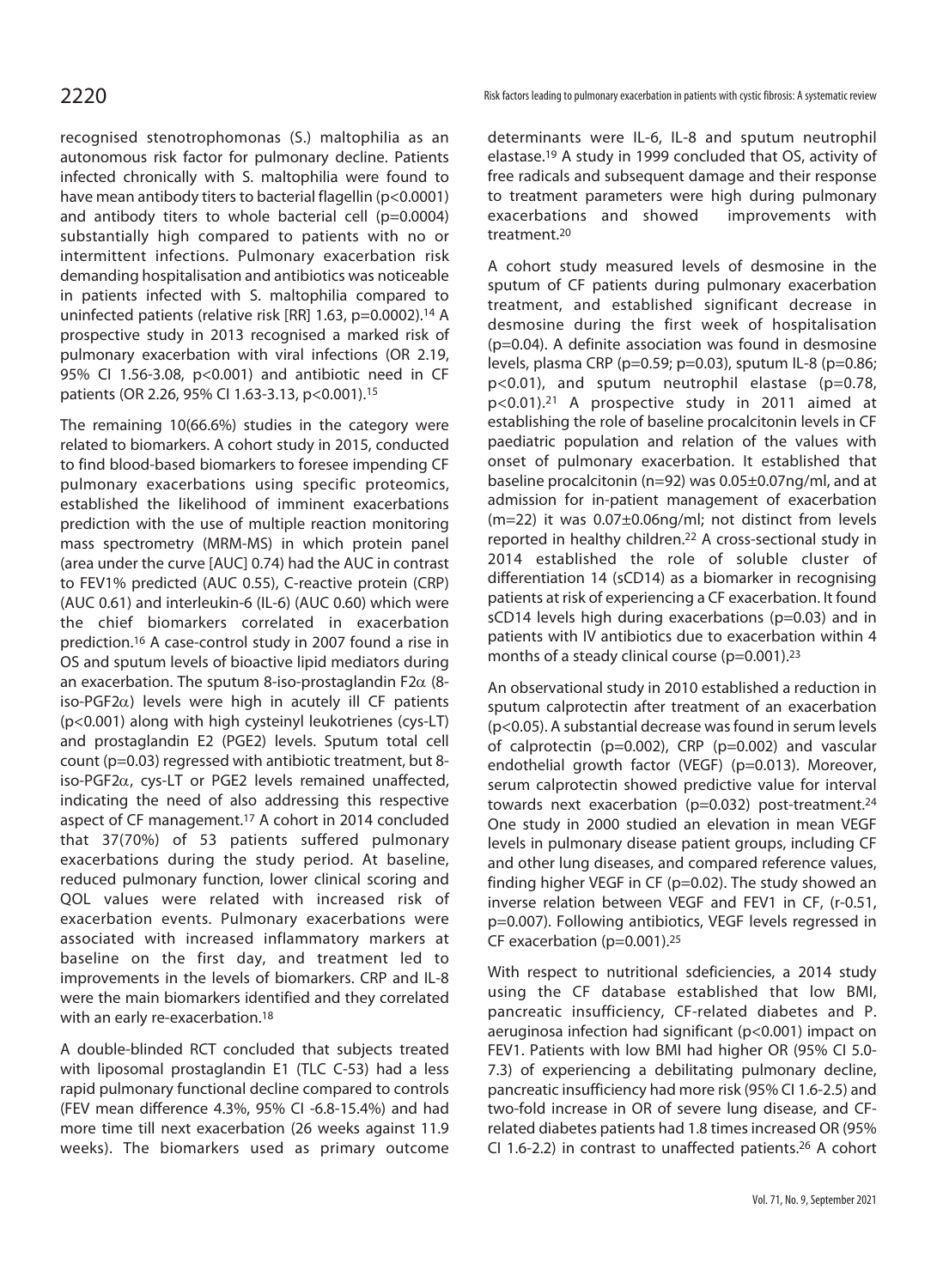recognised stenotrophomonas (S.) maltophilia as an autonomous risk factor for pulmonary decline. Patients infected chronically with S. maltophilia were found to have mean antibody titers to bacterial flagellin ($p<0.0001$) and antibody titers to whole bacterial cell ($p=0.0004$) substantially high compared to patients with no or intermittent infections. Pulmonary exacerbation risk demanding hospitalisation and antibiotics was noticeable in patients infected with S. maltophilia compared to uninfected patients (relative risk [RR] 1.63, $p=0.0002$).[14] A prospective study in 2013 recognised a marked risk of pulmonary exacerbation with viral infections (OR 2.19, 95% CI 1.56-3.08, $p<0.001$) and antibiotic need in CF patients (OR 2.26, 95% CI 1.63-3.13, $p<0.001$).[15]

The remaining 10(66.6%) studies in the category were related to biomarkers. A cohort study in 2015, conducted to find blood-based biomarkers to foresee impending CF pulmonary exacerbations using specific proteomics, established the likelihood of imminent exacerbations prediction with the use of multiple reaction monitoring mass spectrometry (MRM-MS) in which protein panel (area under the curve [AUC] 0.74) had the AUC in contrast to FEV1% predicted (AUC 0.55), C-reactive protein (CRP) (AUC 0.61) and interleukin-6 (IL-6) (AUC 0.60) which were the chief biomarkers correlated in exacerbation prediction.[16] A case-control study in 2007 found a rise in OS and sputum levels of bioactive lipid mediators during an exacerbation. The sputum 8-iso-prostaglandin F2$\alpha$ (8-iso-PGF2$\alpha$) levels were high in acutely ill CF patients ($p<0.001$) along with high cysteinyl leukotrienes (cys-LT) and prostaglandin E2 (PGE2) levels. Sputum total cell count ($p=0.03$) regressed with antibiotic treatment, but 8-iso-PGF2$\alpha$, cys-LT or PGE2 levels remained unaffected, indicating the need of also addressing this respective aspect of CF management.[17] A cohort in 2014 concluded that 37(70%) of 53 patients suffered pulmonary exacerbations during the study period. At baseline, reduced pulmonary function, lower clinical scoring and QOL values were related with increased risk of exacerbation events. Pulmonary exacerbations were associated with increased inflammatory markers at baseline on the first day, and treatment led to improvements in the levels of biomarkers. CRP and IL-8 were the main biomarkers identified and they correlated with an early re-exacerbation.[18]

A double-blinded RCT concluded that subjects treated with liposomal prostaglandin E1 (TLC C-53) had a less rapid pulmonary functional decline compared to controls (FEV mean difference 4.3%, 95% CI -6.8-15.4%) and had more time till next exacerbation (26 weeks against 11.9 weeks). The biomarkers used as primary outcome determinants were IL-6, IL-8 and sputum neutrophil elastase.[19] A study in 1999 concluded that OS, activity of free radicals and subsequent damage and their response to treatment parameters were high during pulmonary exacerbations and showed improvements with treatment.[20]

A cohort study measured levels of desmosine in the sputum of CF patients during pulmonary exacerbation treatment, and established significant decrease in desmosine during the first week of hospitalisation ($p=0.04$). A definite association was found in desmosine levels, plasma CRP ($p=0.59$; $p=0.03$), sputum IL-8 ($p=0.86$; $p<0.01$), and sputum neutrophil elastase ($p=0.78$, $p<0.01$).[21] A prospective study in 2011 aimed at establishing the role of baseline procalcitonin levels in CF paediatric population and relation of the values with onset of pulmonary exacerbation. It established that baseline procalcitonin (n=92) was 0.05±0.07ng/ml, and at admission for in-patient management of exacerbation (m=22) it was 0.07±0.06ng/ml; not distinct from levels reported in healthy children.[22] A cross-sectional study in 2014 established the role of soluble cluster of differentiation 14 (sCD14) as a biomarker in recognising patients at risk of experiencing a CF exacerbation. It found sCD14 levels high during exacerbations ($p=0.03$) and in patients with IV antibiotics due to exacerbation within 4 months of a steady clinical course ($p=0.001$).[23]

An observational study in 2010 established a reduction in sputum calprotectin after treatment of an exacerbation ($p<0.05$). A substantial decrease was found in serum levels of calprotectin ($p=0.002$), CRP ($p=0.002$) and vascular endothelial growth factor (VEGF) ($p=0.013$). Moreover, serum calprotectin showed predictive value for interval towards next exacerbation ($p=0.032$) post-treatment.[24] One study in 2000 studied an elevation in mean VEGF levels in pulmonary disease patient groups, including CF and other lung diseases, and compared reference values, finding higher VEGF in CF ($p=0.02$). The study showed an inverse relation between VEGF and FEV1 in CF, (r-0.51, $p=0.007$). Following antibiotics, VEGF levels regressed in CF exacerbation ($p=0.001$).[25]

With respect to nutritional sdeficiencies, a 2014 study using the CF database established that low BMI, pancreatic insufficiency, CF-related diabetes and P. aeruginosa infection had significant ($p<0.001$) impact on FEV1. Patients with low BMI had higher OR (95% CI 5.0-7.3) of experiencing a debilitating pulmonary decline, pancreatic insufficiency had more risk (95% CI 1.6-2.5) and two-fold increase in OR of severe lung disease, and CF-related diabetes patients had 1.8 times increased OR (95% CI 1.6-2.2) in contrast to unaffected patients.[26] A cohort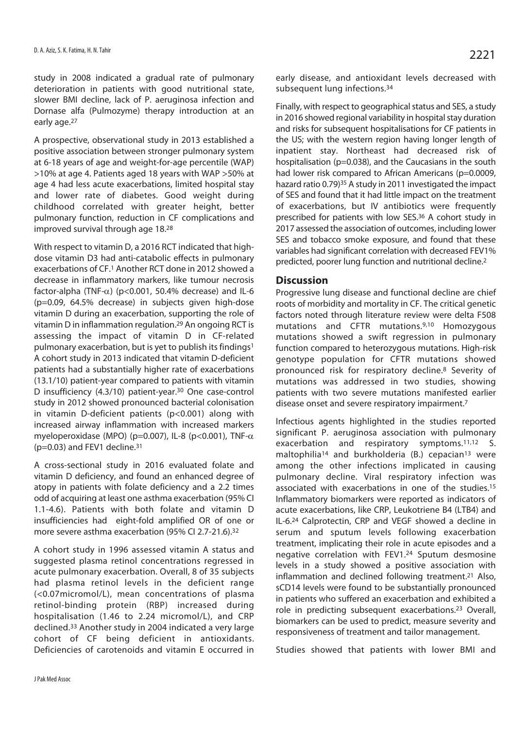study in 2008 indicated a gradual rate of pulmonary deterioration in patients with good nutritional state, slower BMI decline, lack of P. aeruginosa infection and Dornase alfa (Pulmozyme) therapy introduction at an early age.[27]

A prospective, observational study in 2013 established a positive association between stronger pulmonary system at 6-18 years of age and weight-for-age percentile (WAP) >10% at age 4. Patients aged 18 years with WAP >50% at age 4 had less acute exacerbations, limited hospital stay and lower rate of diabetes. Good weight during childhood correlated with greater height, better pulmonary function, reduction in CF complications and improved survival through age 18.[28]

With respect to vitamin D, a 2016 RCT indicated that high-dose vitamin D3 had anti-catabolic effects in pulmonary exacerbations of CF.[1] Another RCT done in 2012 showed a decrease in inflammatory markers, like tumour necrosis factor-alpha (TNF-$\alpha$) ($p<0.001$, 50.4% decrease) and IL-6 ($p=0.09$, 64.5% decrease) in subjects given high-dose vitamin D during an exacerbation, supporting the role of vitamin D in inflammation regulation.[29] An ongoing RCT is assessing the impact of vitamin D in CF-related pulmonary exacerbation, but is yet to publish its findings[1] A cohort study in 2013 indicated that vitamin D-deficient patients had a substantially higher rate of exacerbations (13.1/10) patient-year compared to patients with vitamin D insufficiency (4.3/10) patient-year.[30] One case-control study in 2012 showed pronounced bacterial colonisation in vitamin D-deficient patients ($p<0.001$) along with increased airway inflammation with increased markers myeloperoxidase (MPO) ($p=0.007$), IL-8 ($p<0.001$), TNF-$\alpha$ ($p=0.03$) and FEV1 decline.[31]

A cross-sectional study in 2016 evaluated folate and vitamin D deficiency, and found an enhanced degree of atopy in patients with folate deficiency and a 2.2 times odd of acquiring at least one asthma exacerbation (95% CI 1.1-4.6). Patients with both folate and vitamin D insufficiencies had eight-fold amplified OR of one or more severe asthma exacerbation (95% CI 2.7-21.6).[32]

A cohort study in 1996 assessed vitamin A status and suggested plasma retinol concentrations regressed in acute pulmonary exacerbation. Overall, 8 of 35 subjects had plasma retinol levels in the deficient range (<0.07micromol/L), mean concentrations of plasma retinol-binding protein (RBP) increased during hospitalisation (1.46 to 2.24 micromol/L), and CRP declined.[33] Another study in 2004 indicated a very large cohort of CF being deficient in antioxidants. Deficiencies of carotenoids and vitamin E occurred in early disease, and antioxidant levels decreased with subsequent lung infections.[34]

Finally, with respect to geographical status and SES, a study in 2016 showed regional variability in hospital stay duration and risks for subsequent hospitalisations for CF patients in the US; with the western region having longer length of inpatient stay. Northeast had decreased risk of hospitalisation ($p=0.038$), and the Caucasians in the south had lower risk compared to African Americans ($p=0.0009$, hazard ratio 0.79)[35] A study in 2011 investigated the impact of SES and found that it had little impact on the treatment of exacerbations, but IV antibiotics were frequently prescribed for patients with low SES.[36] A cohort study in 2017 assessed the association of outcomes, including lower SES and tobacco smoke exposure, and found that these variables had significant correlation with decreased FEV1% predicted, poorer lung function and nutritional decline.[2]

## Discussion

Progressive lung disease and functional decline are chief roots of morbidity and mortality in CF. The critical genetic factors noted through literature review were delta F508 mutations and CFTR mutations.[9,10] Homozygous mutations showed a swift regression in pulmonary function compared to heterozygous mutations. High-risk genotype population for CFTR mutations showed pronounced risk for respiratory decline.[8] Severity of mutations was addressed in two studies, showing patients with two severe mutations manifested earlier disease onset and severe respiratory impairment.[7]

Infectious agents highlighted in the studies reported significant P. aeruginosa association with pulmonary exacerbation and respiratory symptoms.[11,12] S. maltophilia[14] and burkholderia (B.) cepacian[13] were among the other infections implicated in causing pulmonary decline. Viral respiratory infection was associated with exacerbations in one of the studies.[15] Inflammatory biomarkers were reported as indicators of acute exacerbations, like CRP, Leukotriene B4 (LTB4) and IL-6.[24] Calprotectin, CRP and VEGF showed a decline in serum and sputum levels following exacerbation treatment, implicating their role in acute episodes and a negative correlation with FEV1.[24] Sputum desmosine levels in a study showed a positive association with inflammation and declined following treatment.[21] Also, sCD14 levels were found to be substantially pronounced in patients who suffered an exacerbation and exhibited a role in predicting subsequent exacerbations.[23] Overall, biomarkers can be used to predict, measure severity and responsiveness of treatment and tailor management.

Studies showed that patients with lower BMI and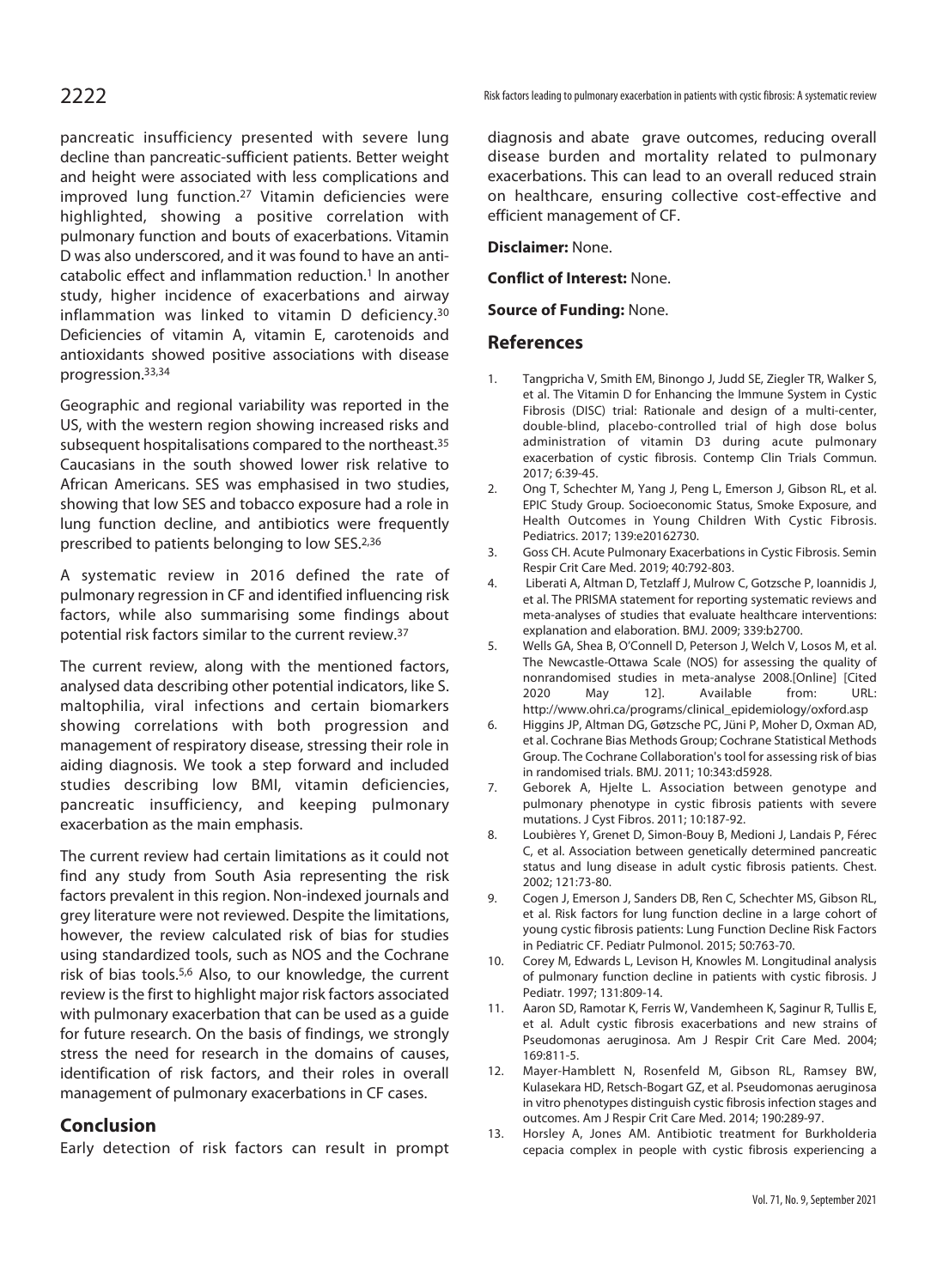pancreatic insufficiency presented with severe lung decline than pancreatic-sufficient patients. Better weight and height were associated with less complications and improved lung function.[27] Vitamin deficiencies were highlighted, showing a positive correlation with pulmonary function and bouts of exacerbations. Vitamin D was also underscored, and it was found to have an anti-catabolic effect and inflammation reduction.[1] In another study, higher incidence of exacerbations and airway inflammation was linked to vitamin D deficiency.[30] Deficiencies of vitamin A, vitamin E, carotenoids and antioxidants showed positive associations with disease progression.[33,34]

Geographic and regional variability was reported in the US, with the western region showing increased risks and subsequent hospitalisations compared to the northeast.[35] Caucasians in the south showed lower risk relative to African Americans. SES was emphasised in two studies, showing that low SES and tobacco exposure had a role in lung function decline, and antibiotics were frequently prescribed to patients belonging to low SES.[2,36]

A systematic review in 2016 defined the rate of pulmonary regression in CF and identified influencing risk factors, while also summarising some findings about potential risk factors similar to the current review.[37]

The current review, along with the mentioned factors, analysed data describing other potential indicators, like S. maltophilia, viral infections and certain biomarkers showing correlations with both progression and management of respiratory disease, stressing their role in aiding diagnosis. We took a step forward and included studies describing low BMI, vitamin deficiencies, pancreatic insufficiency, and keeping pulmonary exacerbation as the main emphasis.

The current review had certain limitations as it could not find any study from South Asia representing the risk factors prevalent in this region. Non-indexed journals and grey literature were not reviewed. Despite the limitations, however, the review calculated risk of bias for studies using standardized tools, such as NOS and the Cochrane risk of bias tools.[5,6] Also, to our knowledge, the current review is the first to highlight major risk factors associated with pulmonary exacerbation that can be used as a guide for future research. On the basis of findings, we strongly stress the need for research in the domains of causes, identification of risk factors, and their roles in overall management of pulmonary exacerbations in CF cases.

## Conclusion

Early detection of risk factors can result in prompt diagnosis and abate grave outcomes, reducing overall disease burden and mortality related to pulmonary exacerbations. This can lead to an overall reduced strain on healthcare, ensuring collective cost-effective and efficient management of CF.

**Disclaimer:** None.

**Conflict of Interest:** None.

**Source of Funding:** None.

## References

1. Tangpricha V, Smith EM, Binongo J, Judd SE, Ziegler TR, Walker S, et al. The Vitamin D for Enhancing the Immune System in Cystic Fibrosis (DISC) trial: Rationale and design of a multi-center, double-blind, placebo-controlled trial of high dose bolus administration of vitamin D3 during acute pulmonary exacerbation of cystic fibrosis. Contemp Clin Trials Commun. 2017; 6:39-45.
2. Ong T, Schechter M, Yang J, Peng L, Emerson J, Gibson RL, et al. EPIC Study Group. Socioeconomic Status, Smoke Exposure, and Health Outcomes in Young Children With Cystic Fibrosis. Pediatrics. 2017; 139:e20162730.
3. Goss CH. Acute Pulmonary Exacerbations in Cystic Fibrosis. Semin Respir Crit Care Med. 2019; 40:792-803.
4. Liberati A, Altman D, Tetzlaff J, Mulrow C, Gotzsche P, Ioannidis J, et al. The PRISMA statement for reporting systematic reviews and meta-analyses of studies that evaluate healthcare interventions: explanation and elaboration. BMJ. 2009; 339:b2700.
5. Wells GA, Shea B, O'Connell D, Peterson J, Welch V, Losos M, et al. The Newcastle-Ottawa Scale (NOS) for assessing the quality of nonrandomised studies in meta-analyse 2008.[Online] [Cited 2020 May 12]. Available from: URL: http://www.ohri.ca/programs/clinical_epidemiology/oxford.asp
6. Higgins JP, Altman DG, Gøtzsche PC, Jüni P, Moher D, Oxman AD, et al. Cochrane Bias Methods Group; Cochrane Statistical Methods Group. The Cochrane Collaboration's tool for assessing risk of bias in randomised trials. BMJ. 2011; 10:343:d5928.
7. Geborek A, Hjelte L. Association between genotype and pulmonary phenotype in cystic fibrosis patients with severe mutations. J Cyst Fibros. 2011; 10:187-92.
8. Loubières Y, Grenet D, Simon-Bouy B, Medioni J, Landais P, Férec C, et al. Association between genetically determined pancreatic status and lung disease in adult cystic fibrosis patients. Chest. 2002; 121:73-80.
9. Cogen J, Emerson J, Sanders DB, Ren C, Schechter MS, Gibson RL, et al. Risk factors for lung function decline in a large cohort of young cystic fibrosis patients: Lung Function Decline Risk Factors in Pediatric CF. Pediatr Pulmonol. 2015; 50:763-70.
10. Corey M, Edwards L, Levison H, Knowles M. Longitudinal analysis of pulmonary function decline in patients with cystic fibrosis. J Pediatr. 1997; 131:809-14.
11. Aaron SD, Ramotar K, Ferris W, Vandemheen K, Saginur R, Tullis E, et al. Adult cystic fibrosis exacerbations and new strains of Pseudomonas aeruginosa. Am J Respir Crit Care Med. 2004; 169:811-5.
12. Mayer-Hamblett N, Rosenfeld M, Gibson RL, Ramsey BW, Kulasekara HD, Retsch-Bogart GZ, et al. Pseudomonas aeruginosa in vitro phenotypes distinguish cystic fibrosis infection stages and outcomes. Am J Respir Crit Care Med. 2014; 190:289-97.
13. Horsley A, Jones AM. Antibiotic treatment for Burkholderia cepacia complex in people with cystic fibrosis experiencing a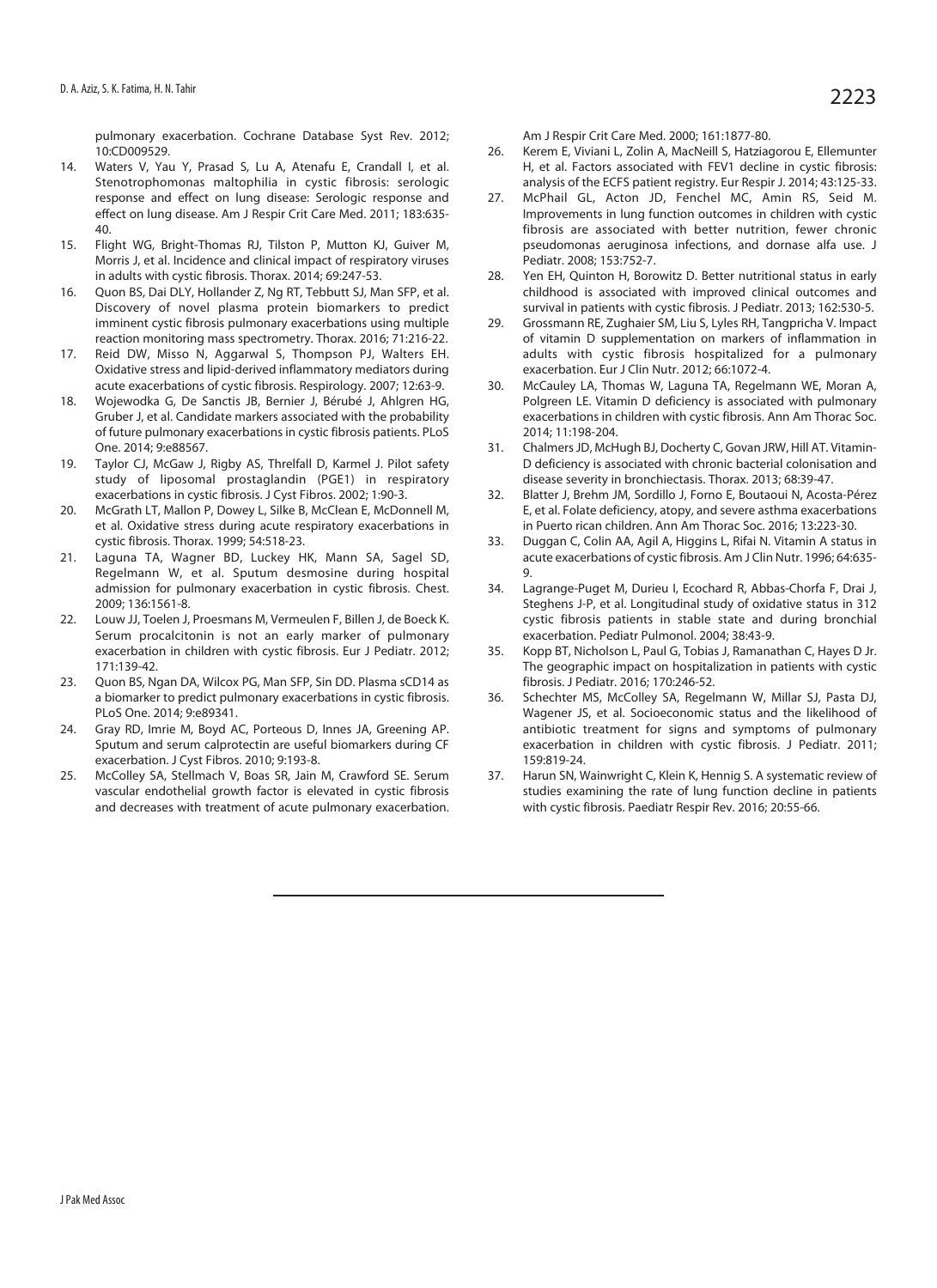pulmonary exacerbation. Cochrane Database Syst Rev. 2012; 10:CD009529.

14. Waters V, Yau Y, Prasad S, Lu A, Atenafu E, Crandall I, et al. Stenotrophomonas maltophilia in cystic fibrosis: serologic response and effect on lung disease: Serologic response and effect on lung disease. Am J Respir Crit Care Med. 2011; 183:635-40.
15. Flight WG, Bright-Thomas RJ, Tilston P, Mutton KJ, Guiver M, Morris J, et al. Incidence and clinical impact of respiratory viruses in adults with cystic fibrosis. Thorax. 2014; 69:247-53.
16. Quon BS, Dai DLY, Hollander Z, Ng RT, Tebbutt SJ, Man SFP, et al. Discovery of novel plasma protein biomarkers to predict imminent cystic fibrosis pulmonary exacerbations using multiple reaction monitoring mass spectrometry. Thorax. 2016; 71:216-22.
17. Reid DW, Misso N, Aggarwal S, Thompson PJ, Walters EH. Oxidative stress and lipid-derived inflammatory mediators during acute exacerbations of cystic fibrosis. Respirology. 2007; 12:63-9.
18. Wojewodka G, De Sanctis JB, Bernier J, Bérubé J, Ahlgren HG, Gruber J, et al. Candidate markers associated with the probability of future pulmonary exacerbations in cystic fibrosis patients. PLoS One. 2014; 9:e88567.
19. Taylor CJ, McGaw J, Rigby AS, Threlfall D, Karmel J. Pilot safety study of liposomal prostaglandin (PGE1) in respiratory exacerbations in cystic fibrosis. J Cyst Fibros. 2002; 1:90-3.
20. McGrath LT, Mallon P, Dowey L, Silke B, McClean E, McDonnell M, et al. Oxidative stress during acute respiratory exacerbations in cystic fibrosis. Thorax. 1999; 54:518-23.
21. Laguna TA, Wagner BD, Luckey HK, Mann SA, Sagel SD, Regelmann W, et al. Sputum desmosine during hospital admission for pulmonary exacerbation in cystic fibrosis. Chest. 2009; 136:1561-8.
22. Louw JJ, Toelen J, Proesmans M, Vermeulen F, Billen J, de Boeck K. Serum procalcitonin is not an early marker of pulmonary exacerbation in children with cystic fibrosis. Eur J Pediatr. 2012; 171:139-42.
23. Quon BS, Ngan DA, Wilcox PG, Man SFP, Sin DD. Plasma sCD14 as a biomarker to predict pulmonary exacerbations in cystic fibrosis. PLoS One. 2014; 9:e89341.
24. Gray RD, Imrie M, Boyd AC, Porteous D, Innes JA, Greening AP. Sputum and serum calprotectin are useful biomarkers during CF exacerbation. J Cyst Fibros. 2010; 9:193-8.
25. McColley SA, Stellmach V, Boas SR, Jain M, Crawford SE. Serum vascular endothelial growth factor is elevated in cystic fibrosis and decreases with treatment of acute pulmonary exacerbation. Am J Respir Crit Care Med. 2000; 161:1877-80.
26. Kerem E, Viviani L, Zolin A, MacNeill S, Hatziagorou E, Ellemunter H, et al. Factors associated with FEV1 decline in cystic fibrosis: analysis of the ECFS patient registry. Eur Respir J. 2014; 43:125-33.
27. McPhail GL, Acton JD, Fenchel MC, Amin RS, Seid M. Improvements in lung function outcomes in children with cystic fibrosis are associated with better nutrition, fewer chronic pseudomonas aeruginosa infections, and dornase alfa use. J Pediatr. 2008; 153:752-7.
28. Yen EH, Quinton H, Borowitz D. Better nutritional status in early childhood is associated with improved clinical outcomes and survival in patients with cystic fibrosis. J Pediatr. 2013; 162:530-5.
29. Grossmann RE, Zughaier SM, Liu S, Lyles RH, Tangpricha V. Impact of vitamin D supplementation on markers of inflammation in adults with cystic fibrosis hospitalized for a pulmonary exacerbation. Eur J Clin Nutr. 2012; 66:1072-4.
30. McCauley LA, Thomas W, Laguna TA, Regelmann WE, Moran A, Polgreen LE. Vitamin D deficiency is associated with pulmonary exacerbations in children with cystic fibrosis. Ann Am Thorac Soc. 2014; 11:198-204.
31. Chalmers JD, McHugh BJ, Docherty C, Govan JRW, Hill AT. Vitamin-D deficiency is associated with chronic bacterial colonisation and disease severity in bronchiectasis. Thorax. 2013; 68:39-47.
32. Blatter J, Brehm JM, Sordillo J, Forno E, Boutaoui N, Acosta-Pérez E, et al. Folate deficiency, atopy, and severe asthma exacerbations in Puerto rican children. Ann Am Thorac Soc. 2016; 13:223-30.
33. Duggan C, Colin AA, Agil A, Higgins L, Rifai N. Vitamin A status in acute exacerbations of cystic fibrosis. Am J Clin Nutr. 1996; 64:635-9.
34. Lagrange-Puget M, Durieu I, Ecochard R, Abbas-Chorfa F, Drai J, Steghens J-P, et al. Longitudinal study of oxidative status in 312 cystic fibrosis patients in stable state and during bronchial exacerbation. Pediatr Pulmonol. 2004; 38:43-9.
35. Kopp BT, Nicholson L, Paul G, Tobias J, Ramanathan C, Hayes D Jr. The geographic impact on hospitalization in patients with cystic fibrosis. J Pediatr. 2016; 170:246-52.
36. Schechter MS, McColley SA, Regelmann W, Millar SJ, Pasta DJ, Wagener JS, et al. Socioeconomic status and the likelihood of antibiotic treatment for signs and symptoms of pulmonary exacerbation in children with cystic fibrosis. J Pediatr. 2011; 159:819-24.
37. Harun SN, Wainwright C, Klein K, Hennig S. A systematic review of studies examining the rate of lung function decline in patients with cystic fibrosis. Paediatr Respir Rev. 2016; 20:55-66.